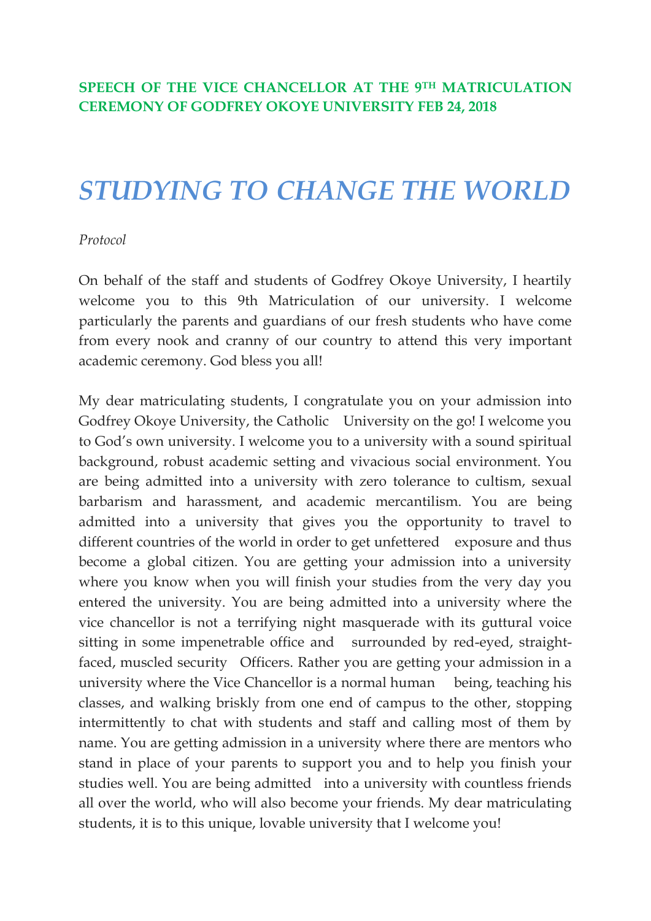**SPEECH OF THE VICE CHANCELLOR AT THE 9TH MATRICULATION CEREMONY OF GODFREY OKOYE UNIVERSITY FEB 24, 2018**

# *STUDYING TO CHANGE THE WORLD*

*Protocol*

On behalf of the staff and students of Godfrey Okoye University, I heartily welcome you to this 9th Matriculation of our university. I welcome particularly the parents and guardians of our fresh students who have come from every nook and cranny of our country to attend this very important academic ceremony. God bless you all!

My dear matriculating students, I congratulate you on your admission into Godfrey Okoye University, the Catholic University on the go! I welcome you to God's own university. I welcome you to a university with a sound spiritual background, robust academic setting and vivacious social environment. You are being admitted into a university with zero tolerance to cultism, sexual barbarism and harassment, and academic mercantilism. You are being admitted into a university that gives you the opportunity to travel to different countries of the world in order to get unfettered exposure and thus become a global citizen. You are getting your admission into a university where you know when you will finish your studies from the very day you entered the university. You are being admitted into a university where the vice chancellor is not a terrifying night masquerade with its guttural voice sitting in some impenetrable office and surrounded by red-eyed, straight-faced, muscled security Officers. Rather you are getting your admission in a university where the Vice Chancellor is a normal human being, teaching his classes, and walking briskly from one end of campus to the other, stopping intermittently to chat with students and staff and calling most of them by name. You are getting admission in a university where there are mentors who stand in place of your parents to support you and to help you finish your studies well. You are being admitted into a university with countless friends all over the world, who will also become your friends. My dear matriculating students, it is to this unique, lovable university that I welcome you!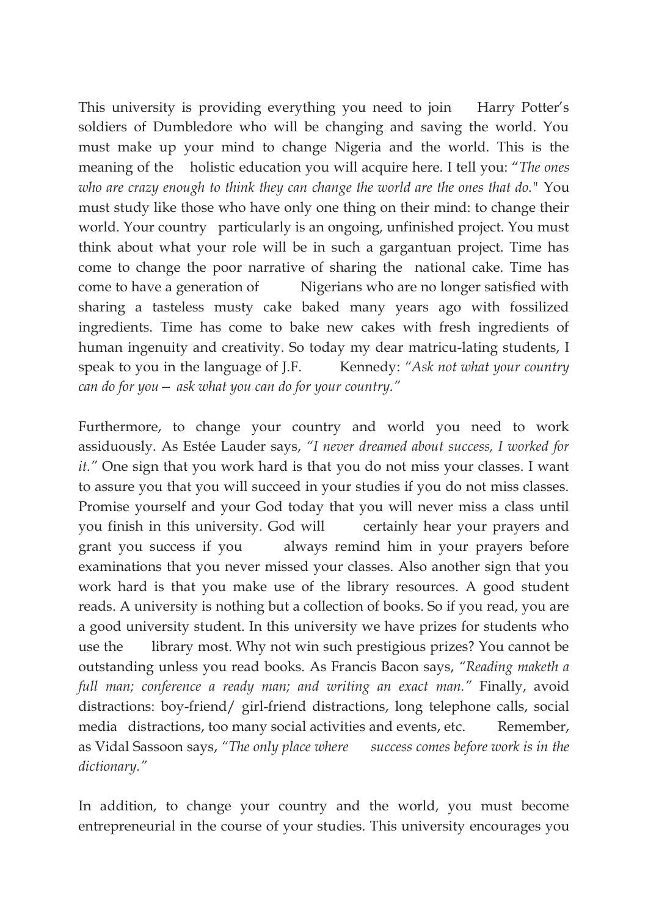This university is providing everything you need to join Harry Potter's soldiers of Dumbledore who will be changing and saving the world. You must make up your mind to change Nigeria and the world. This is the meaning of the holistic education you will acquire here. I tell you: "*The ones who are crazy enough to think they can change the world are the ones that do.*" You must study like those who have only one thing on their mind: to change their world. Your country particularly is an ongoing, unfinished project. You must think about what your role will be in such a gargantuan project. Time has come to change the poor narrative of sharing the national cake. Time has come to have a generation of Nigerians who are no longer satisfied with sharing a tasteless musty cake baked many years ago with fossilized ingredients. Time has come to bake new cakes with fresh ingredients of human ingenuity and creativity. So today my dear matricu-lating students, I speak to you in the language of J.F. Kennedy: *"Ask not what your country can do for you— ask what you can do for your country."*

Furthermore, to change your country and world you need to work assiduously. As Estée Lauder says, *"I never dreamed about success, I worked for it."* One sign that you work hard is that you do not miss your classes. I want to assure you that you will succeed in your studies if you do not miss classes. Promise yourself and your God today that you will never miss a class until you finish in this university. God will certainly hear your prayers and grant you success if you always remind him in your prayers before examinations that you never missed your classes. Also another sign that you work hard is that you make use of the library resources. A good student reads. A university is nothing but a collection of books. So if you read, you are a good university student. In this university we have prizes for students who use the library most. Why not win such prestigious prizes? You cannot be outstanding unless you read books. As Francis Bacon says, *"Reading maketh a full man; conference a ready man; and writing an exact man."* Finally, avoid distractions: boy-friend/ girl-friend distractions, long telephone calls, social media distractions, too many social activities and events, etc. Remember, as Vidal Sassoon says, *"The only place where success comes before work is in the dictionary."*

In addition, to change your country and the world, you must become entrepreneurial in the course of your studies. This university encourages you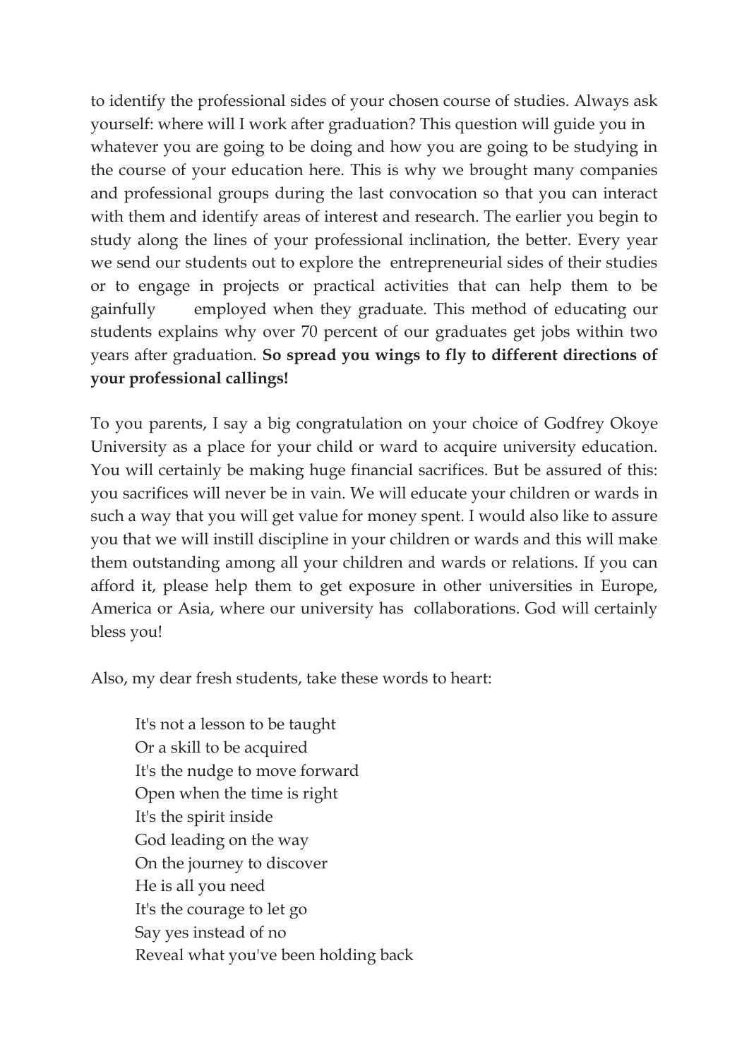to identify the professional sides of your chosen course of studies. Always ask yourself: where will I work after graduation? This question will guide you in whatever you are going to be doing and how you are going to be studying in the course of your education here. This is why we brought many companies and professional groups during the last convocation so that you can interact with them and identify areas of interest and research. The earlier you begin to study along the lines of your professional inclination, the better. Every year we send our students out to explore the entrepreneurial sides of their studies or to engage in projects or practical activities that can help them to be gainfully employed when they graduate. This method of educating our students explains why over 70 percent of our graduates get jobs within two years after graduation. **So spread you wings to fly to different directions of your professional callings!**

To you parents, I say a big congratulation on your choice of Godfrey Okoye University as a place for your child or ward to acquire university education. You will certainly be making huge financial sacrifices. But be assured of this: you sacrifices will never be in vain. We will educate your children or wards in such a way that you will get value for money spent. I would also like to assure you that we will instill discipline in your children or wards and this will make them outstanding among all your children and wards or relations. If you can afford it, please help them to get exposure in other universities in Europe, America or Asia, where our university has collaborations. God will certainly bless you!

Also, my dear fresh students, take these words to heart:

> It's not a lesson to be taught
> Or a skill to be acquired
> It's the nudge to move forward
> Open when the time is right
> It's the spirit inside
> God leading on the way
> On the journey to discover
> He is all you need
> It's the courage to let go
> Say yes instead of no
> Reveal what you've been holding back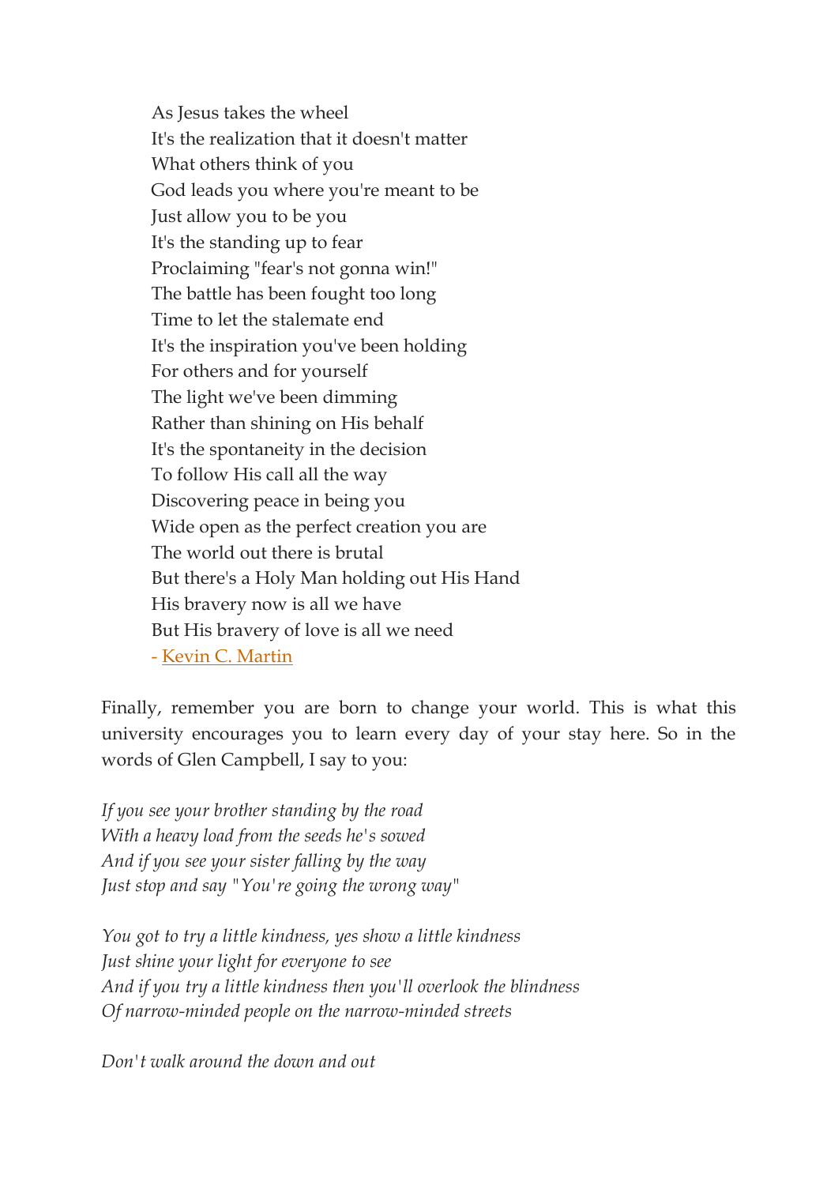As Jesus takes the wheel
It's the realization that it doesn't matter
What others think of you
God leads you where you're meant to be
Just allow you to be you
It's the standing up to fear
Proclaiming "fear's not gonna win!"
The battle has been fought too long
Time to let the stalemate end
It's the inspiration you've been holding
For others and for yourself
The light we've been dimming
Rather than shining on His behalf
It's the spontaneity in the decision
To follow His call all the way
Discovering peace in being you
Wide open as the perfect creation you are
The world out there is brutal
But there's a Holy Man holding out His Hand
His bravery now is all we have
But His bravery of love is all we need
- Kevin C. Martin

Finally, remember you are born to change your world. This is what this university encourages you to learn every day of your stay here. So in the words of Glen Campbell, I say to you:

*If you see your brother standing by the road*
*With a heavy load from the seeds he's sowed*
*And if you see your sister falling by the way*
*Just stop and say "You're going the wrong way"*

*You got to try a little kindness, yes show a little kindness*
*Just shine your light for everyone to see*
*And if you try a little kindness then you'll overlook the blindness*
*Of narrow-minded people on the narrow-minded streets*

*Don't walk around the down and out*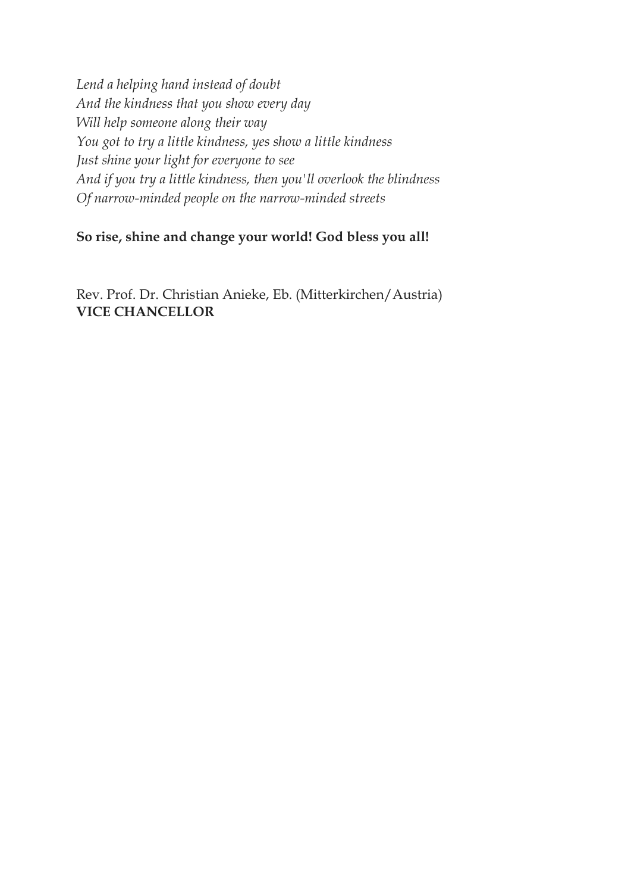*Lend a helping hand instead of doubt*
*And the kindness that you show every day*
*Will help someone along their way*
*You got to try a little kindness, yes show a little kindness*
*Just shine your light for everyone to see*
*And if you try a little kindness, then you'll overlook the blindness*
*Of narrow-minded people on the narrow-minded streets*

**So rise, shine and change your world! God bless you all!**

Rev. Prof. Dr. Christian Anieke, Eb. (Mitterkirchen/Austria)
**VICE CHANCELLOR**